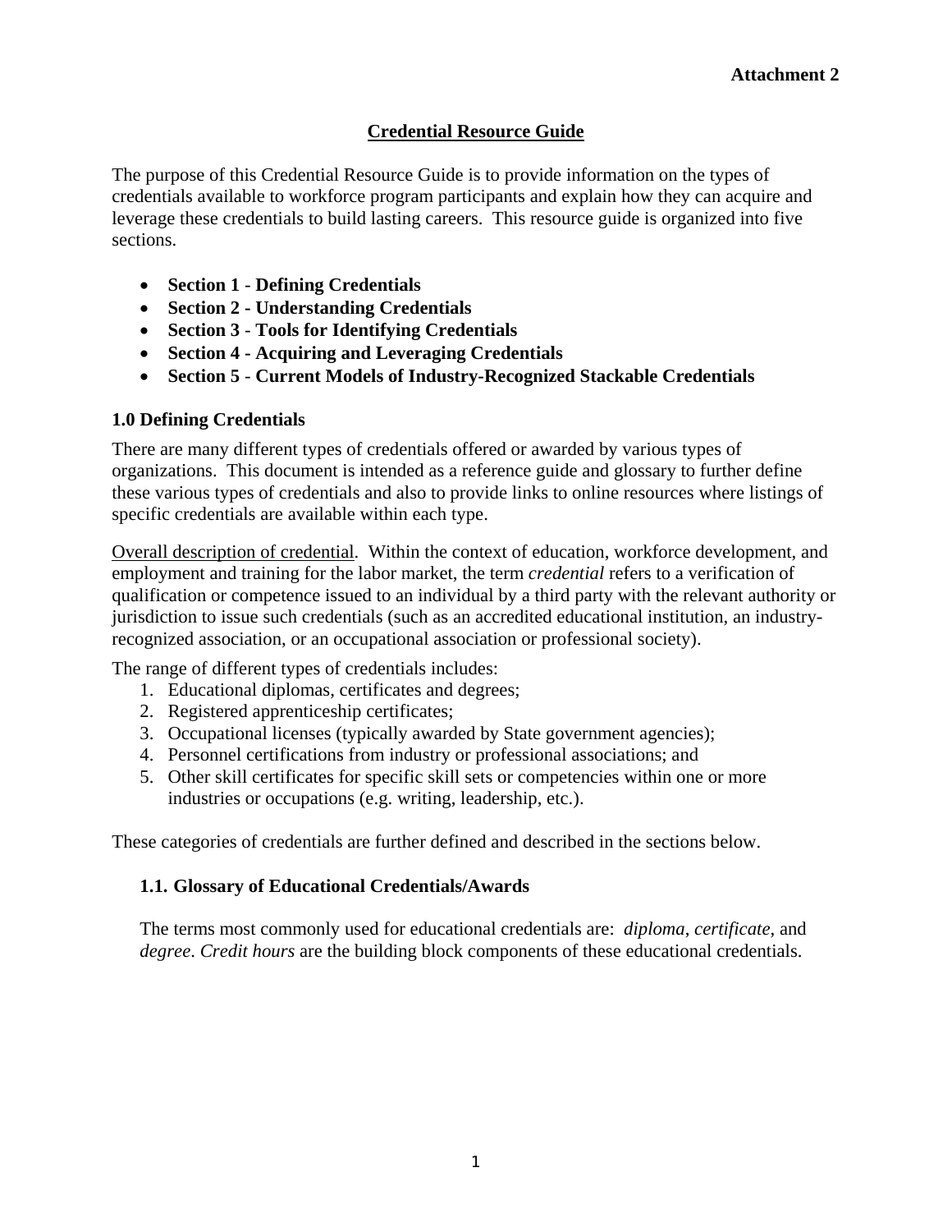**Attachment 2**

# Credential Resource Guide

The purpose of this Credential Resource Guide is to provide information on the types of credentials available to workforce program participants and explain how they can acquire and leverage these credentials to build lasting careers. This resource guide is organized into five sections.

- **Section 1 - Defining Credentials**
- **Section 2 - Understanding Credentials**
- **Section 3 - Tools for Identifying Credentials**
- **Section 4 - Acquiring and Leveraging Credentials**
- **Section 5 - Current Models of Industry-Recognized Stackable Credentials**

## 1.0 Defining Credentials

There are many different types of credentials offered or awarded by various types of organizations. This document is intended as a reference guide and glossary to further define these various types of credentials and also to provide links to online resources where listings of specific credentials are available within each type.

<u>Overall description of credential</u>. Within the context of education, workforce development, and employment and training for the labor market, the term *credential* refers to a verification of qualification or competence issued to an individual by a third party with the relevant authority or jurisdiction to issue such credentials (such as an accredited educational institution, an industry-recognized association, or an occupational association or professional society).

The range of different types of credentials includes:

1. Educational diplomas, certificates and degrees;
2. Registered apprenticeship certificates;
3. Occupational licenses (typically awarded by State government agencies);
4. Personnel certifications from industry or professional associations; and
5. Other skill certificates for specific skill sets or competencies within one or more industries or occupations (e.g. writing, leadership, etc.).

These categories of credentials are further defined and described in the sections below.

### 1.1. Glossary of Educational Credentials/Awards

The terms most commonly used for educational credentials are: *diploma*, *certificate*, and *degree*. *Credit hours* are the building block components of these educational credentials.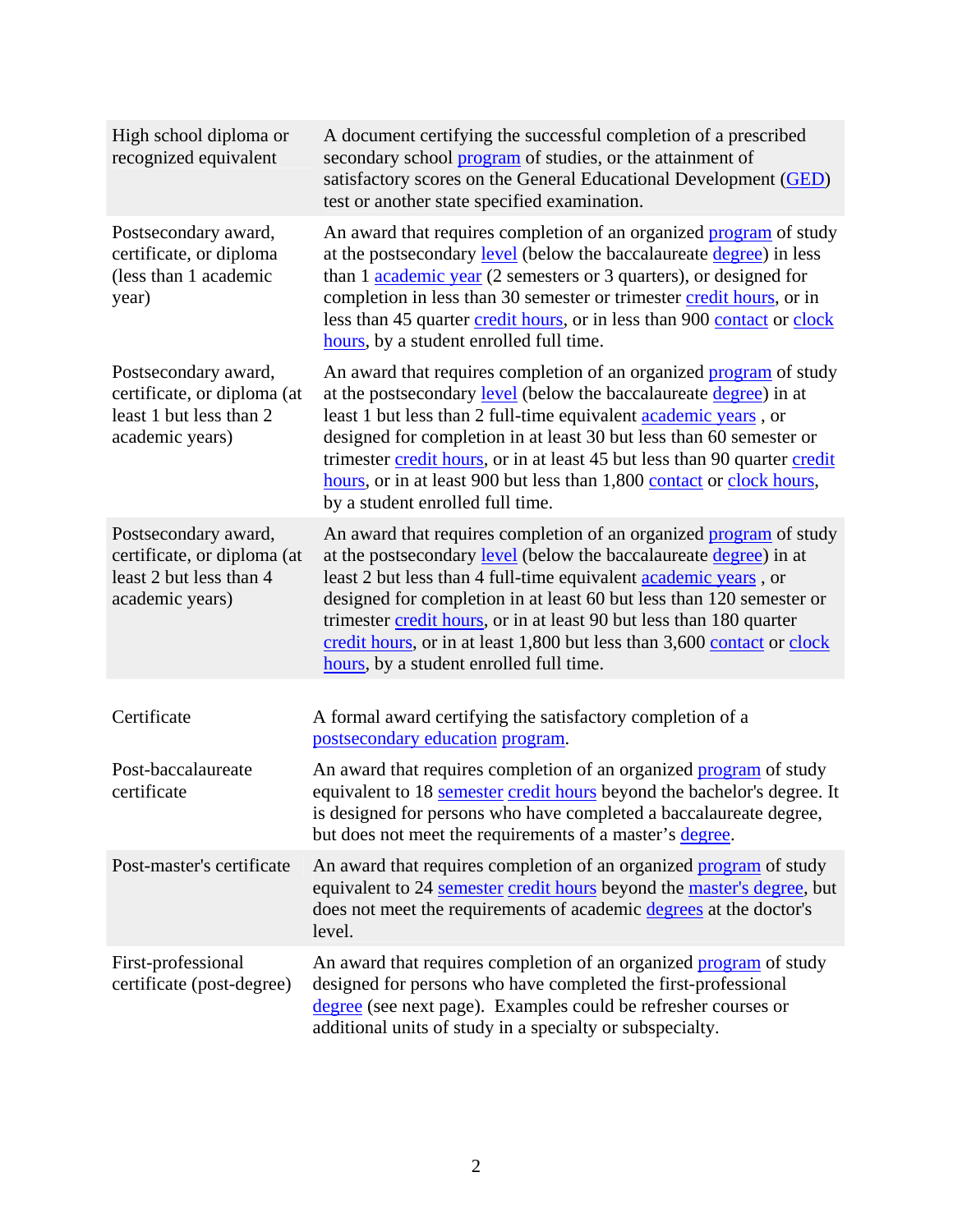| | |
|---|---|
| High school diploma or recognized equivalent | A document certifying the successful completion of a prescribed secondary school program of studies, or the attainment of satisfactory scores on the General Educational Development (GED) test or another state specified examination. |
| Postsecondary award, certificate, or diploma (less than 1 academic year) | An award that requires completion of an organized program of study at the postsecondary level (below the baccalaureate degree) in less than 1 academic year (2 semesters or 3 quarters), or designed for completion in less than 30 semester or trimester credit hours, or in less than 45 quarter credit hours, or in less than 900 contact or clock hours, by a student enrolled full time. |
| Postsecondary award, certificate, or diploma (at least 1 but less than 2 academic years) | An award that requires completion of an organized program of study at the postsecondary level (below the baccalaureate degree) in at least 1 but less than 2 full-time equivalent academic years , or designed for completion in at least 30 but less than 60 semester or trimester credit hours, or in at least 45 but less than 90 quarter credit hours, or in at least 900 but less than 1,800 contact or clock hours, by a student enrolled full time. |
| Postsecondary award, certificate, or diploma (at least 2 but less than 4 academic years) | An award that requires completion of an organized program of study at the postsecondary level (below the baccalaureate degree) in at least 2 but less than 4 full-time equivalent academic years , or designed for completion in at least 60 but less than 120 semester or trimester credit hours, or in at least 90 but less than 180 quarter credit hours, or in at least 1,800 but less than 3,600 contact or clock hours, by a student enrolled full time. |

| | |
|---|---|
| Certificate | A formal award certifying the satisfactory completion of a postsecondary education program. |
| Post-baccalaureate certificate | An award that requires completion of an organized program of study equivalent to 18 semester credit hours beyond the bachelor's degree. It is designed for persons who have completed a baccalaureate degree, but does not meet the requirements of a master's degree. |
| Post-master's certificate | An award that requires completion of an organized program of study equivalent to 24 semester credit hours beyond the master's degree, but does not meet the requirements of academic degrees at the doctor's level. |
| First-professional certificate (post-degree) | An award that requires completion of an organized program of study designed for persons who have completed the first-professional degree (see next page). Examples could be refresher courses or additional units of study in a specialty or subspecialty. |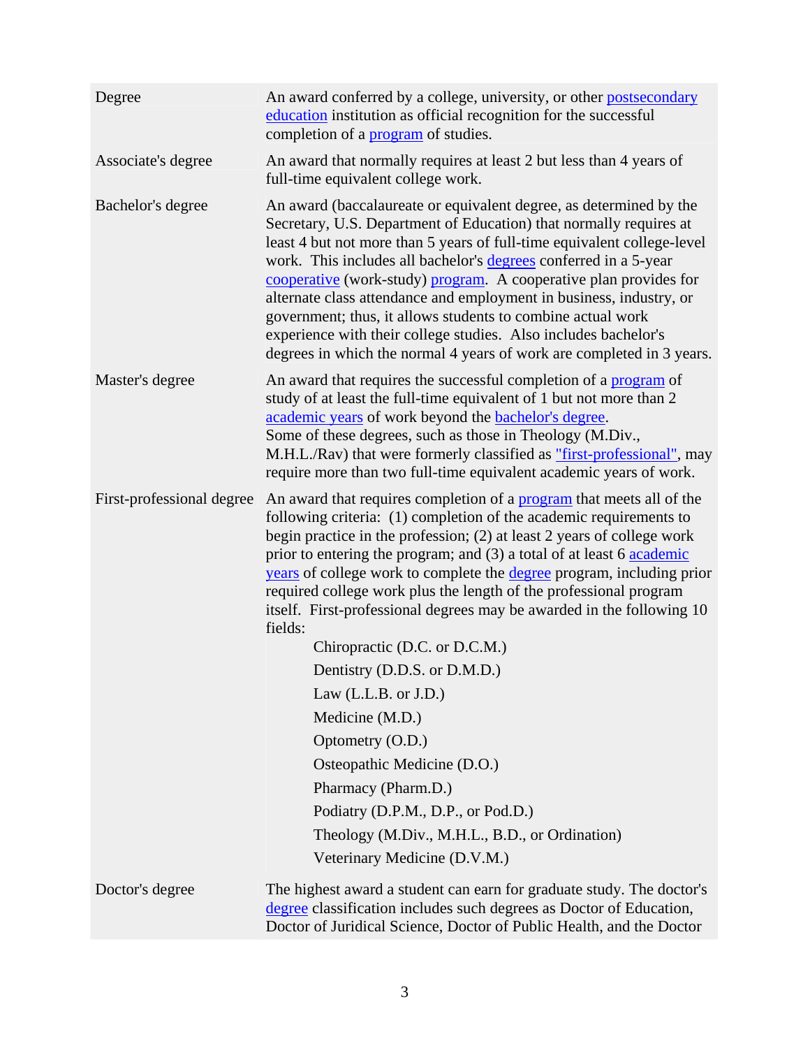| | |
|---|---|
| Degree | An award conferred by a college, university, or other postsecondary education institution as official recognition for the successful completion of a program of studies. |
| Associate's degree | An award that normally requires at least 2 but less than 4 years of full-time equivalent college work. |
| Bachelor's degree | An award (baccalaureate or equivalent degree, as determined by the Secretary, U.S. Department of Education) that normally requires at least 4 but not more than 5 years of full-time equivalent college-level work. This includes all bachelor's degrees conferred in a 5-year cooperative (work-study) program. A cooperative plan provides for alternate class attendance and employment in business, industry, or government; thus, it allows students to combine actual work experience with their college studies. Also includes bachelor's degrees in which the normal 4 years of work are completed in 3 years. |
| Master's degree | An award that requires the successful completion of a program of study of at least the full-time equivalent of 1 but not more than 2 academic years of work beyond the bachelor's degree. Some of these degrees, such as those in Theology (M.Div., M.H.L./Rav) that were formerly classified as "first-professional", may require more than two full-time equivalent academic years of work. |
| First-professional degree | An award that requires completion of a program that meets all of the following criteria: (1) completion of the academic requirements to begin practice in the profession; (2) at least 2 years of college work prior to entering the program; and (3) a total of at least 6 academic years of college work to complete the degree program, including prior required college work plus the length of the professional program itself. First-professional degrees may be awarded in the following 10 fields:<br>Chiropractic (D.C. or D.C.M.)<br>Dentistry (D.D.S. or D.M.D.)<br>Law (L.L.B. or J.D.)<br>Medicine (M.D.)<br>Optometry (O.D.)<br>Osteopathic Medicine (D.O.)<br>Pharmacy (Pharm.D.)<br>Podiatry (D.P.M., D.P., or Pod.D.)<br>Theology (M.Div., M.H.L., B.D., or Ordination)<br>Veterinary Medicine (D.V.M.) |
| Doctor's degree | The highest award a student can earn for graduate study. The doctor's degree classification includes such degrees as Doctor of Education, Doctor of Juridical Science, Doctor of Public Health, and the Doctor |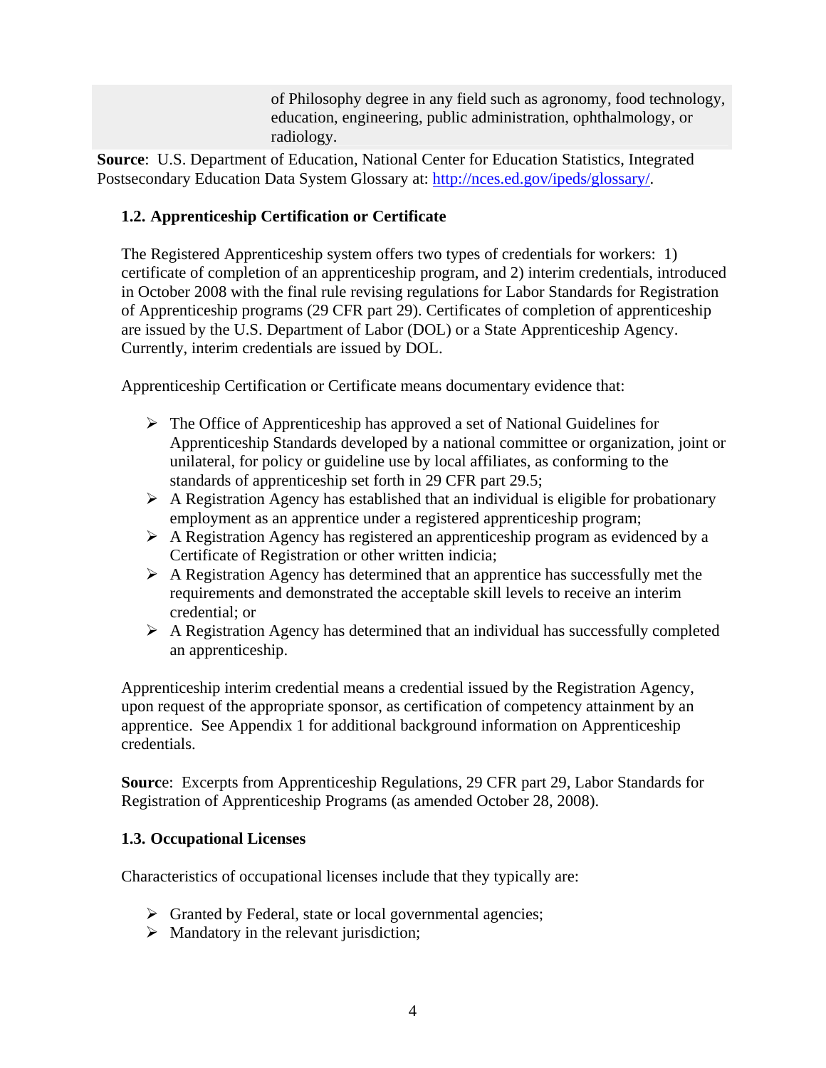| | of Philosophy degree in any field such as agronomy, food technology, education, engineering, public administration, ophthalmology, or radiology. |
|---|---|

**Source**: U.S. Department of Education, National Center for Education Statistics, Integrated Postsecondary Education Data System Glossary at: http://nces.ed.gov/ipeds/glossary/.

### 1.2. Apprenticeship Certification or Certificate

The Registered Apprenticeship system offers two types of credentials for workers: 1) certificate of completion of an apprenticeship program, and 2) interim credentials, introduced in October 2008 with the final rule revising regulations for Labor Standards for Registration of Apprenticeship programs (29 CFR part 29). Certificates of completion of apprenticeship are issued by the U.S. Department of Labor (DOL) or a State Apprenticeship Agency. Currently, interim credentials are issued by DOL.

Apprenticeship Certification or Certificate means documentary evidence that:

- The Office of Apprenticeship has approved a set of National Guidelines for Apprenticeship Standards developed by a national committee or organization, joint or unilateral, for policy or guideline use by local affiliates, as conforming to the standards of apprenticeship set forth in 29 CFR part 29.5;
- A Registration Agency has established that an individual is eligible for probationary employment as an apprentice under a registered apprenticeship program;
- A Registration Agency has registered an apprenticeship program as evidenced by a Certificate of Registration or other written indicia;
- A Registration Agency has determined that an apprentice has successfully met the requirements and demonstrated the acceptable skill levels to receive an interim credential; or
- A Registration Agency has determined that an individual has successfully completed an apprenticeship.

Apprenticeship interim credential means a credential issued by the Registration Agency, upon request of the appropriate sponsor, as certification of competency attainment by an apprentice. See Appendix 1 for additional background information on Apprenticeship credentials.

**Sourc**e: Excerpts from Apprenticeship Regulations, 29 CFR part 29, Labor Standards for Registration of Apprenticeship Programs (as amended October 28, 2008).

### 1.3. Occupational Licenses

Characteristics of occupational licenses include that they typically are:

- Granted by Federal, state or local governmental agencies;
- Mandatory in the relevant jurisdiction;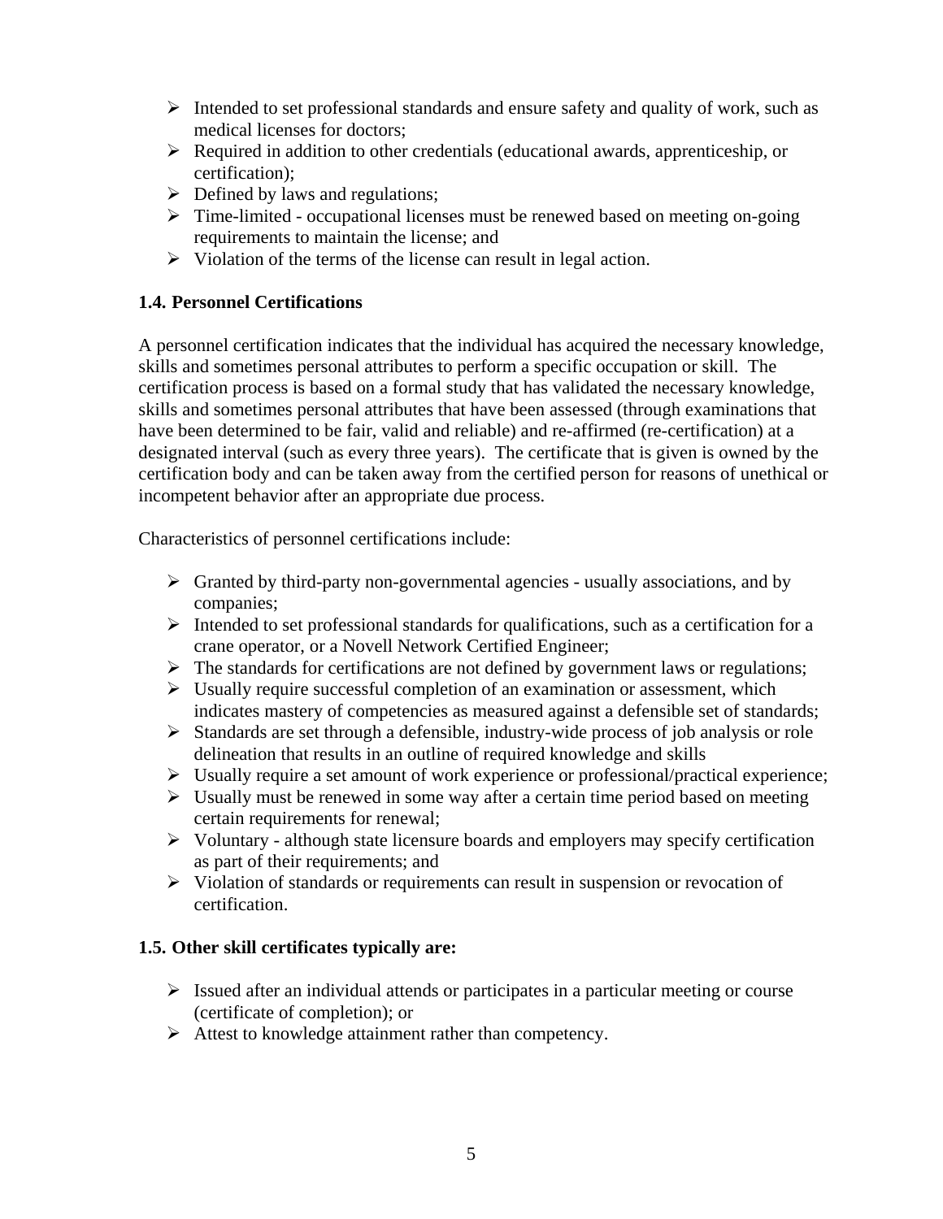- Intended to set professional standards and ensure safety and quality of work, such as medical licenses for doctors;
- Required in addition to other credentials (educational awards, apprenticeship, or certification);
- Defined by laws and regulations;
- Time-limited - occupational licenses must be renewed based on meeting on-going requirements to maintain the license; and
- Violation of the terms of the license can result in legal action.

### 1.4. Personnel Certifications

A personnel certification indicates that the individual has acquired the necessary knowledge, skills and sometimes personal attributes to perform a specific occupation or skill. The certification process is based on a formal study that has validated the necessary knowledge, skills and sometimes personal attributes that have been assessed (through examinations that have been determined to be fair, valid and reliable) and re-affirmed (re-certification) at a designated interval (such as every three years). The certificate that is given is owned by the certification body and can be taken away from the certified person for reasons of unethical or incompetent behavior after an appropriate due process.

Characteristics of personnel certifications include:

- Granted by third-party non-governmental agencies - usually associations, and by companies;
- Intended to set professional standards for qualifications, such as a certification for a crane operator, or a Novell Network Certified Engineer;
- The standards for certifications are not defined by government laws or regulations;
- Usually require successful completion of an examination or assessment, which indicates mastery of competencies as measured against a defensible set of standards;
- Standards are set through a defensible, industry-wide process of job analysis or role delineation that results in an outline of required knowledge and skills
- Usually require a set amount of work experience or professional/practical experience;
- Usually must be renewed in some way after a certain time period based on meeting certain requirements for renewal;
- Voluntary - although state licensure boards and employers may specify certification as part of their requirements; and
- Violation of standards or requirements can result in suspension or revocation of certification.

### 1.5. Other skill certificates typically are:

- Issued after an individual attends or participates in a particular meeting or course (certificate of completion); or
- Attest to knowledge attainment rather than competency.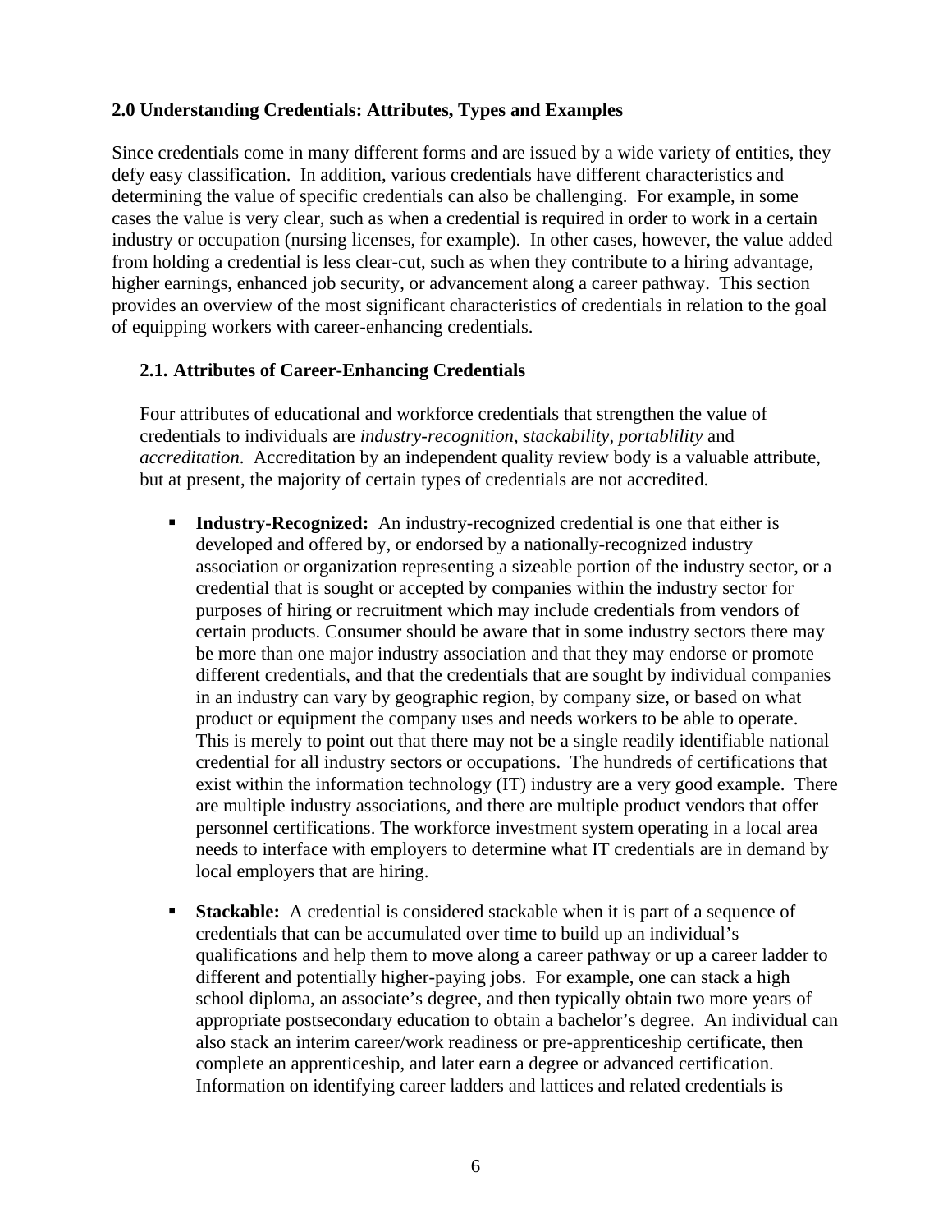## 2.0 Understanding Credentials: Attributes, Types and Examples

Since credentials come in many different forms and are issued by a wide variety of entities, they defy easy classification. In addition, various credentials have different characteristics and determining the value of specific credentials can also be challenging. For example, in some cases the value is very clear, such as when a credential is required in order to work in a certain industry or occupation (nursing licenses, for example). In other cases, however, the value added from holding a credential is less clear-cut, such as when they contribute to a hiring advantage, higher earnings, enhanced job security, or advancement along a career pathway. This section provides an overview of the most significant characteristics of credentials in relation to the goal of equipping workers with career-enhancing credentials.

### 2.1. Attributes of Career-Enhancing Credentials

Four attributes of educational and workforce credentials that strengthen the value of credentials to individuals are *industry-recognition*, *stackability*, *portablility* and *accreditation*. Accreditation by an independent quality review body is a valuable attribute, but at present, the majority of certain types of credentials are not accredited.

- **Industry-Recognized:** An industry-recognized credential is one that either is developed and offered by, or endorsed by a nationally-recognized industry association or organization representing a sizeable portion of the industry sector, or a credential that is sought or accepted by companies within the industry sector for purposes of hiring or recruitment which may include credentials from vendors of certain products. Consumer should be aware that in some industry sectors there may be more than one major industry association and that they may endorse or promote different credentials, and that the credentials that are sought by individual companies in an industry can vary by geographic region, by company size, or based on what product or equipment the company uses and needs workers to be able to operate. This is merely to point out that there may not be a single readily identifiable national credential for all industry sectors or occupations. The hundreds of certifications that exist within the information technology (IT) industry are a very good example. There are multiple industry associations, and there are multiple product vendors that offer personnel certifications. The workforce investment system operating in a local area needs to interface with employers to determine what IT credentials are in demand by local employers that are hiring.

- **Stackable:** A credential is considered stackable when it is part of a sequence of credentials that can be accumulated over time to build up an individual's qualifications and help them to move along a career pathway or up a career ladder to different and potentially higher-paying jobs. For example, one can stack a high school diploma, an associate's degree, and then typically obtain two more years of appropriate postsecondary education to obtain a bachelor's degree. An individual can also stack an interim career/work readiness or pre-apprenticeship certificate, then complete an apprenticeship, and later earn a degree or advanced certification. Information on identifying career ladders and lattices and related credentials is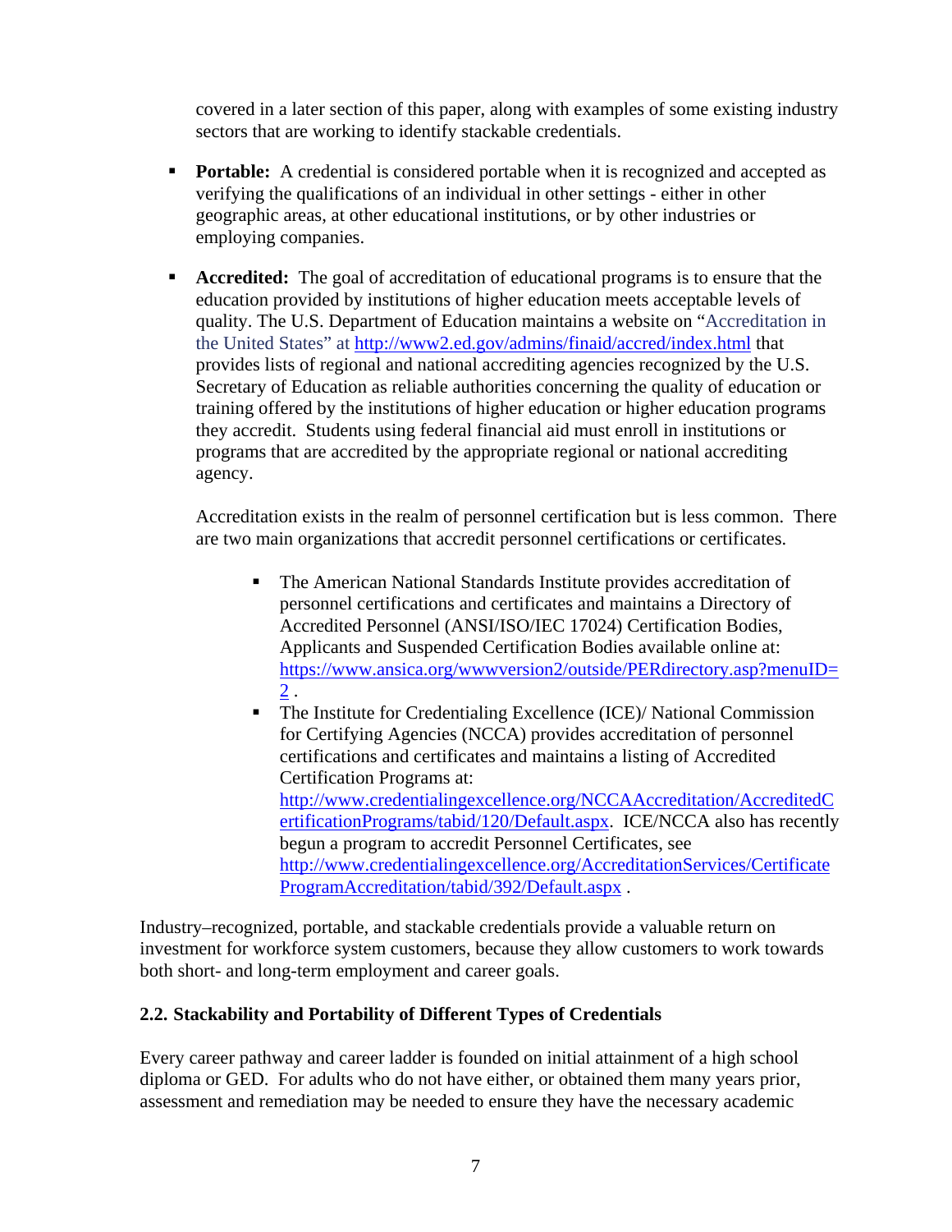covered in a later section of this paper, along with examples of some existing industry sectors that are working to identify stackable credentials.

- **Portable:** A credential is considered portable when it is recognized and accepted as verifying the qualifications of an individual in other settings - either in other geographic areas, at other educational institutions, or by other industries or employing companies.

- **Accredited:** The goal of accreditation of educational programs is to ensure that the education provided by institutions of higher education meets acceptable levels of quality. The U.S. Department of Education maintains a website on "Accreditation in the United States" at http://www2.ed.gov/admins/finaid/accred/index.html that provides lists of regional and national accrediting agencies recognized by the U.S. Secretary of Education as reliable authorities concerning the quality of education or training offered by the institutions of higher education or higher education programs they accredit. Students using federal financial aid must enroll in institutions or programs that are accredited by the appropriate regional or national accrediting agency.

  Accreditation exists in the realm of personnel certification but is less common. There are two main organizations that accredit personnel certifications or certificates.

  - The American National Standards Institute provides accreditation of personnel certifications and certificates and maintains a Directory of Accredited Personnel (ANSI/ISO/IEC 17024) Certification Bodies, Applicants and Suspended Certification Bodies available online at: https://www.ansica.org/wwwversion2/outside/PERdirectory.asp?menuID=2 .
  - The Institute for Credentialing Excellence (ICE)/ National Commission for Certifying Agencies (NCCA) provides accreditation of personnel certifications and certificates and maintains a listing of Accredited Certification Programs at: http://www.credentialingexcellence.org/NCCAAccreditation/AccreditedCertificationPrograms/tabid/120/Default.aspx. ICE/NCCA also has recently begun a program to accredit Personnel Certificates, see http://www.credentialingexcellence.org/AccreditationServices/CertificateProgramAccreditation/tabid/392/Default.aspx .

Industry–recognized, portable, and stackable credentials provide a valuable return on investment for workforce system customers, because they allow customers to work towards both short- and long-term employment and career goals.

### 2.2. Stackability and Portability of Different Types of Credentials

Every career pathway and career ladder is founded on initial attainment of a high school diploma or GED. For adults who do not have either, or obtained them many years prior, assessment and remediation may be needed to ensure they have the necessary academic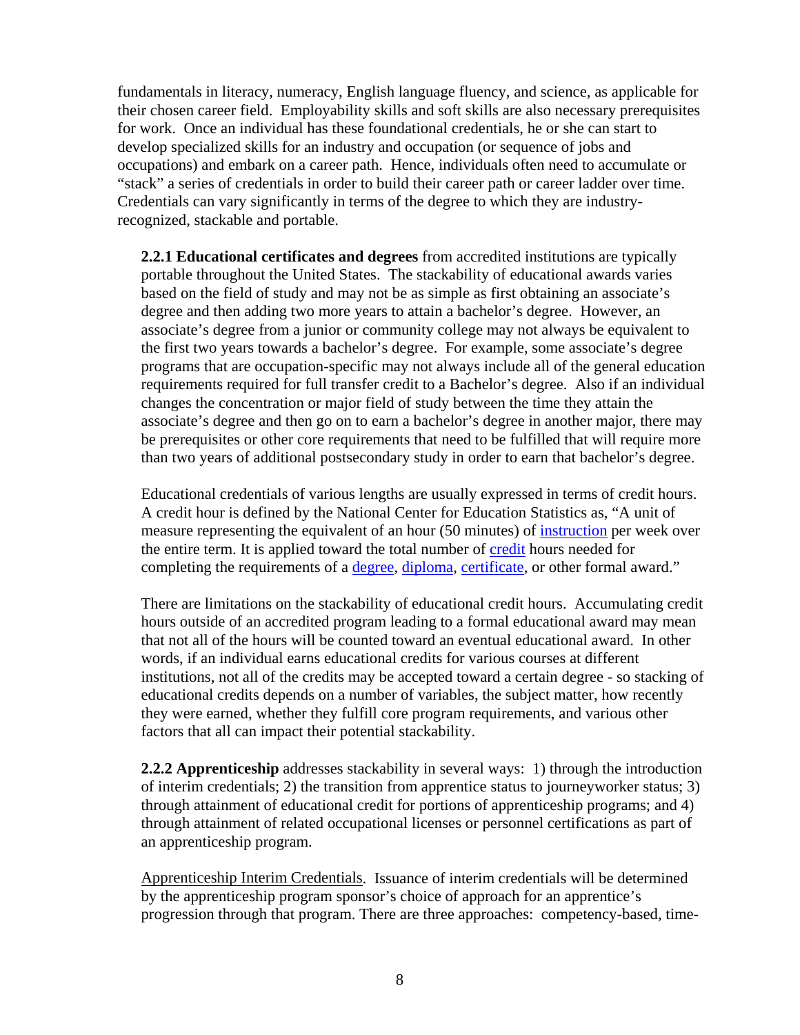fundamentals in literacy, numeracy, English language fluency, and science, as applicable for their chosen career field. Employability skills and soft skills are also necessary prerequisites for work. Once an individual has these foundational credentials, he or she can start to develop specialized skills for an industry and occupation (or sequence of jobs and occupations) and embark on a career path. Hence, individuals often need to accumulate or "stack" a series of credentials in order to build their career path or career ladder over time. Credentials can vary significantly in terms of the degree to which they are industry-recognized, stackable and portable.

**2.2.1 Educational certificates and degrees** from accredited institutions are typically portable throughout the United States. The stackability of educational awards varies based on the field of study and may not be as simple as first obtaining an associate's degree and then adding two more years to attain a bachelor's degree. However, an associate's degree from a junior or community college may not always be equivalent to the first two years towards a bachelor's degree. For example, some associate's degree programs that are occupation-specific may not always include all of the general education requirements required for full transfer credit to a Bachelor's degree. Also if an individual changes the concentration or major field of study between the time they attain the associate's degree and then go on to earn a bachelor's degree in another major, there may be prerequisites or other core requirements that need to be fulfilled that will require more than two years of additional postsecondary study in order to earn that bachelor's degree.

Educational credentials of various lengths are usually expressed in terms of credit hours. A credit hour is defined by the National Center for Education Statistics as, "A unit of measure representing the equivalent of an hour (50 minutes) of instruction per week over the entire term. It is applied toward the total number of credit hours needed for completing the requirements of a degree, diploma, certificate, or other formal award."

There are limitations on the stackability of educational credit hours. Accumulating credit hours outside of an accredited program leading to a formal educational award may mean that not all of the hours will be counted toward an eventual educational award. In other words, if an individual earns educational credits for various courses at different institutions, not all of the credits may be accepted toward a certain degree - so stacking of educational credits depends on a number of variables, the subject matter, how recently they were earned, whether they fulfill core program requirements, and various other factors that all can impact their potential stackability.

**2.2.2 Apprenticeship** addresses stackability in several ways: 1) through the introduction of interim credentials; 2) the transition from apprentice status to journeyworker status; 3) through attainment of educational credit for portions of apprenticeship programs; and 4) through attainment of related occupational licenses or personnel certifications as part of an apprenticeship program.

Apprenticeship Interim Credentials. Issuance of interim credentials will be determined by the apprenticeship program sponsor's choice of approach for an apprentice's progression through that program. There are three approaches: competency-based, time-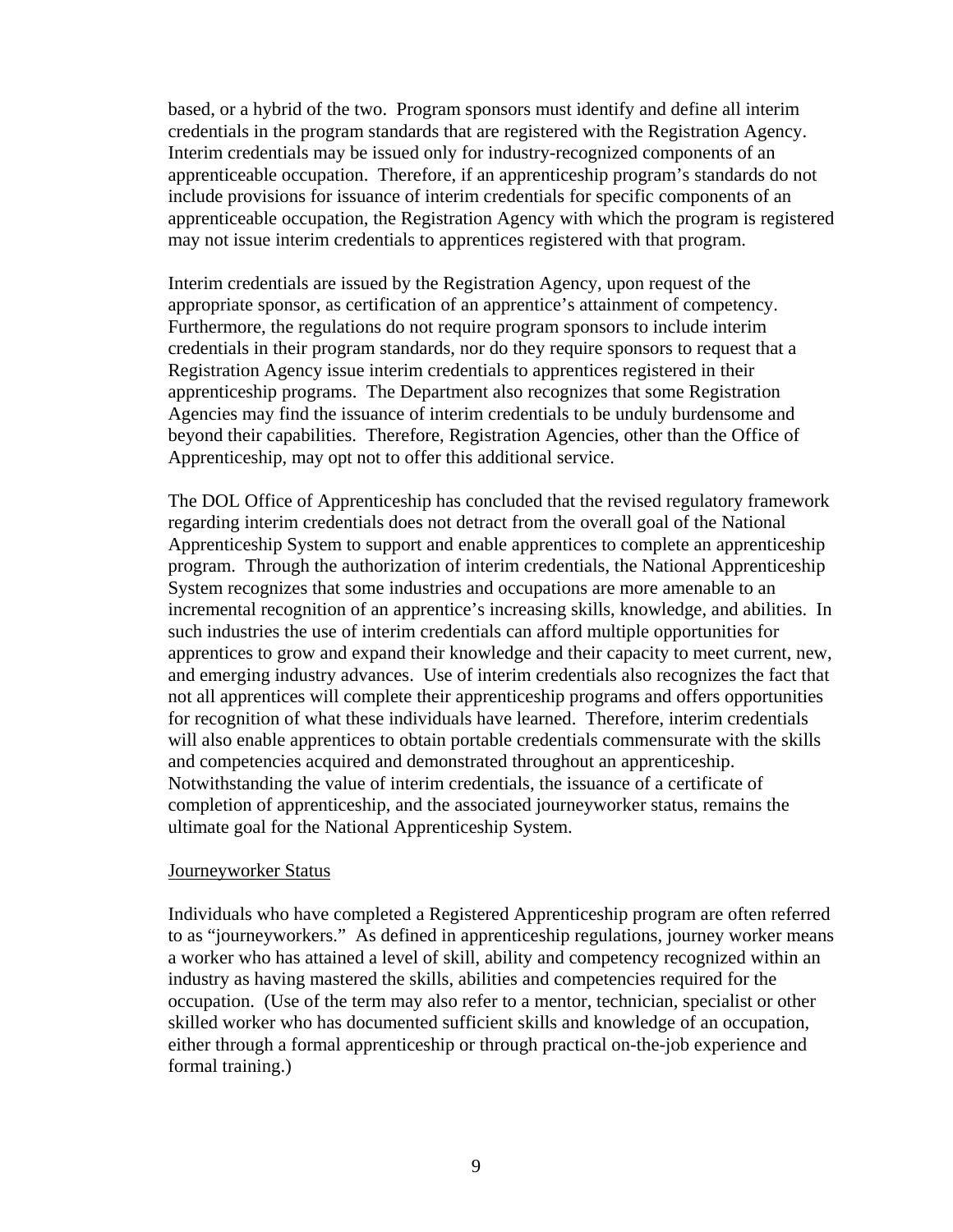based, or a hybrid of the two. Program sponsors must identify and define all interim credentials in the program standards that are registered with the Registration Agency. Interim credentials may be issued only for industry-recognized components of an apprenticeable occupation. Therefore, if an apprenticeship program's standards do not include provisions for issuance of interim credentials for specific components of an apprenticeable occupation, the Registration Agency with which the program is registered may not issue interim credentials to apprentices registered with that program.

Interim credentials are issued by the Registration Agency, upon request of the appropriate sponsor, as certification of an apprentice's attainment of competency. Furthermore, the regulations do not require program sponsors to include interim credentials in their program standards, nor do they require sponsors to request that a Registration Agency issue interim credentials to apprentices registered in their apprenticeship programs. The Department also recognizes that some Registration Agencies may find the issuance of interim credentials to be unduly burdensome and beyond their capabilities. Therefore, Registration Agencies, other than the Office of Apprenticeship, may opt not to offer this additional service.

The DOL Office of Apprenticeship has concluded that the revised regulatory framework regarding interim credentials does not detract from the overall goal of the National Apprenticeship System to support and enable apprentices to complete an apprenticeship program. Through the authorization of interim credentials, the National Apprenticeship System recognizes that some industries and occupations are more amenable to an incremental recognition of an apprentice's increasing skills, knowledge, and abilities. In such industries the use of interim credentials can afford multiple opportunities for apprentices to grow and expand their knowledge and their capacity to meet current, new, and emerging industry advances. Use of interim credentials also recognizes the fact that not all apprentices will complete their apprenticeship programs and offers opportunities for recognition of what these individuals have learned. Therefore, interim credentials will also enable apprentices to obtain portable credentials commensurate with the skills and competencies acquired and demonstrated throughout an apprenticeship. Notwithstanding the value of interim credentials, the issuance of a certificate of completion of apprenticeship, and the associated journeyworker status, remains the ultimate goal for the National Apprenticeship System.

## Journeyworker Status

Individuals who have completed a Registered Apprenticeship program are often referred to as "journeyworkers." As defined in apprenticeship regulations, journey worker means a worker who has attained a level of skill, ability and competency recognized within an industry as having mastered the skills, abilities and competencies required for the occupation. (Use of the term may also refer to a mentor, technician, specialist or other skilled worker who has documented sufficient skills and knowledge of an occupation, either through a formal apprenticeship or through practical on-the-job experience and formal training.)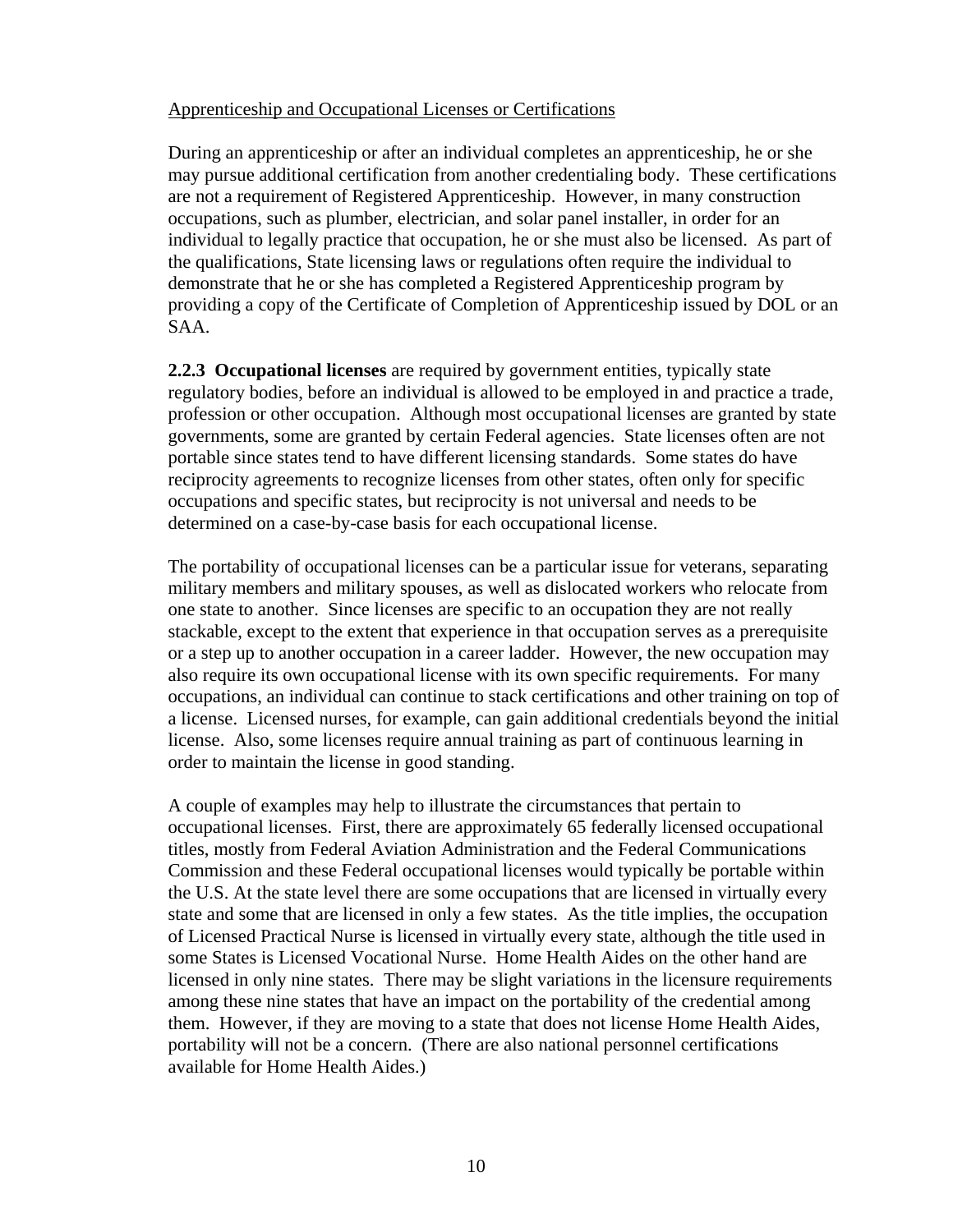Apprenticeship and Occupational Licenses or Certifications

During an apprenticeship or after an individual completes an apprenticeship, he or she may pursue additional certification from another credentialing body. These certifications are not a requirement of Registered Apprenticeship. However, in many construction occupations, such as plumber, electrician, and solar panel installer, in order for an individual to legally practice that occupation, he or she must also be licensed. As part of the qualifications, State licensing laws or regulations often require the individual to demonstrate that he or she has completed a Registered Apprenticeship program by providing a copy of the Certificate of Completion of Apprenticeship issued by DOL or an SAA.

**2.2.3 Occupational licenses** are required by government entities, typically state regulatory bodies, before an individual is allowed to be employed in and practice a trade, profession or other occupation. Although most occupational licenses are granted by state governments, some are granted by certain Federal agencies. State licenses often are not portable since states tend to have different licensing standards. Some states do have reciprocity agreements to recognize licenses from other states, often only for specific occupations and specific states, but reciprocity is not universal and needs to be determined on a case-by-case basis for each occupational license.

The portability of occupational licenses can be a particular issue for veterans, separating military members and military spouses, as well as dislocated workers who relocate from one state to another. Since licenses are specific to an occupation they are not really stackable, except to the extent that experience in that occupation serves as a prerequisite or a step up to another occupation in a career ladder. However, the new occupation may also require its own occupational license with its own specific requirements. For many occupations, an individual can continue to stack certifications and other training on top of a license. Licensed nurses, for example, can gain additional credentials beyond the initial license. Also, some licenses require annual training as part of continuous learning in order to maintain the license in good standing.

A couple of examples may help to illustrate the circumstances that pertain to occupational licenses. First, there are approximately 65 federally licensed occupational titles, mostly from Federal Aviation Administration and the Federal Communications Commission and these Federal occupational licenses would typically be portable within the U.S. At the state level there are some occupations that are licensed in virtually every state and some that are licensed in only a few states. As the title implies, the occupation of Licensed Practical Nurse is licensed in virtually every state, although the title used in some States is Licensed Vocational Nurse. Home Health Aides on the other hand are licensed in only nine states. There may be slight variations in the licensure requirements among these nine states that have an impact on the portability of the credential among them. However, if they are moving to a state that does not license Home Health Aides, portability will not be a concern. (There are also national personnel certifications available for Home Health Aides.)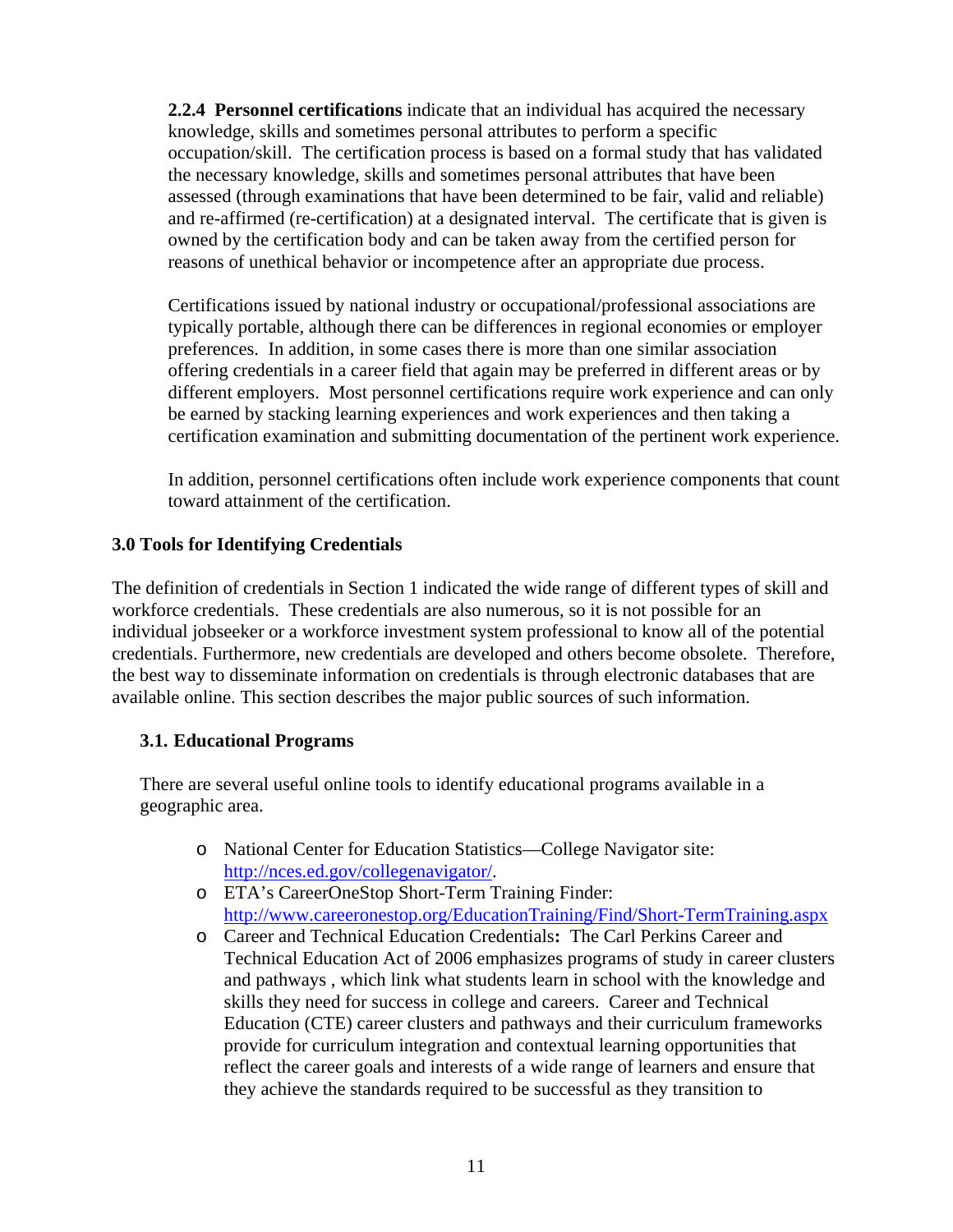**2.2.4 Personnel certifications** indicate that an individual has acquired the necessary knowledge, skills and sometimes personal attributes to perform a specific occupation/skill. The certification process is based on a formal study that has validated the necessary knowledge, skills and sometimes personal attributes that have been assessed (through examinations that have been determined to be fair, valid and reliable) and re-affirmed (re-certification) at a designated interval. The certificate that is given is owned by the certification body and can be taken away from the certified person for reasons of unethical behavior or incompetence after an appropriate due process.

Certifications issued by national industry or occupational/professional associations are typically portable, although there can be differences in regional economies or employer preferences. In addition, in some cases there is more than one similar association offering credentials in a career field that again may be preferred in different areas or by different employers. Most personnel certifications require work experience and can only be earned by stacking learning experiences and work experiences and then taking a certification examination and submitting documentation of the pertinent work experience.

In addition, personnel certifications often include work experience components that count toward attainment of the certification.

## 3.0 Tools for Identifying Credentials

The definition of credentials in Section 1 indicated the wide range of different types of skill and workforce credentials. These credentials are also numerous, so it is not possible for an individual jobseeker or a workforce investment system professional to know all of the potential credentials. Furthermore, new credentials are developed and others become obsolete. Therefore, the best way to disseminate information on credentials is through electronic databases that are available online. This section describes the major public sources of such information.

### 3.1. Educational Programs

There are several useful online tools to identify educational programs available in a geographic area.

- National Center for Education Statistics—College Navigator site: http://nces.ed.gov/collegenavigator/.
- ETA's CareerOneStop Short-Term Training Finder: http://www.careeronestop.org/EducationTraining/Find/Short-TermTraining.aspx
- Career and Technical Education Credentials**:** The Carl Perkins Career and Technical Education Act of 2006 emphasizes programs of study in career clusters and pathways , which link what students learn in school with the knowledge and skills they need for success in college and careers. Career and Technical Education (CTE) career clusters and pathways and their curriculum frameworks provide for curriculum integration and contextual learning opportunities that reflect the career goals and interests of a wide range of learners and ensure that they achieve the standards required to be successful as they transition to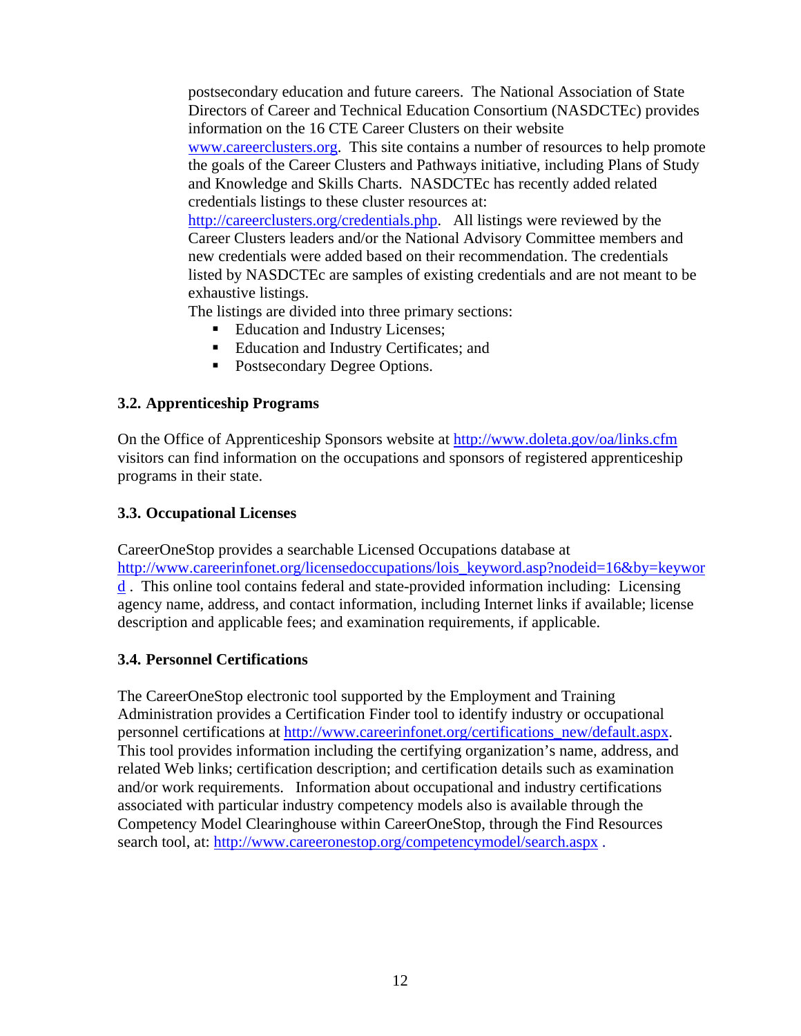postsecondary education and future careers. The National Association of State Directors of Career and Technical Education Consortium (NASDCTEc) provides information on the 16 CTE Career Clusters on their website www.careerclusters.org. This site contains a number of resources to help promote the goals of the Career Clusters and Pathways initiative, including Plans of Study and Knowledge and Skills Charts. NASDCTEc has recently added related credentials listings to these cluster resources at: http://careerclusters.org/credentials.php. All listings were reviewed by the Career Clusters leaders and/or the National Advisory Committee members and new credentials were added based on their recommendation. The credentials listed by NASDCTEc are samples of existing credentials and are not meant to be exhaustive listings.

The listings are divided into three primary sections:

- Education and Industry Licenses;
- Education and Industry Certificates; and
- Postsecondary Degree Options.

### 3.2. Apprenticeship Programs

On the Office of Apprenticeship Sponsors website at http://www.doleta.gov/oa/links.cfm visitors can find information on the occupations and sponsors of registered apprenticeship programs in their state.

### 3.3. Occupational Licenses

CareerOneStop provides a searchable Licensed Occupations database at http://www.careerinfonet.org/licensedoccupations/lois_keyword.asp?nodeid=16&by=keyword . This online tool contains federal and state-provided information including: Licensing agency name, address, and contact information, including Internet links if available; license description and applicable fees; and examination requirements, if applicable.

### 3.4. Personnel Certifications

The CareerOneStop electronic tool supported by the Employment and Training Administration provides a Certification Finder tool to identify industry or occupational personnel certifications at http://www.careerinfonet.org/certifications_new/default.aspx. This tool provides information including the certifying organization's name, address, and related Web links; certification description; and certification details such as examination and/or work requirements. Information about occupational and industry certifications associated with particular industry competency models also is available through the Competency Model Clearinghouse within CareerOneStop, through the Find Resources search tool, at: http://www.careeronestop.org/competencymodel/search.aspx .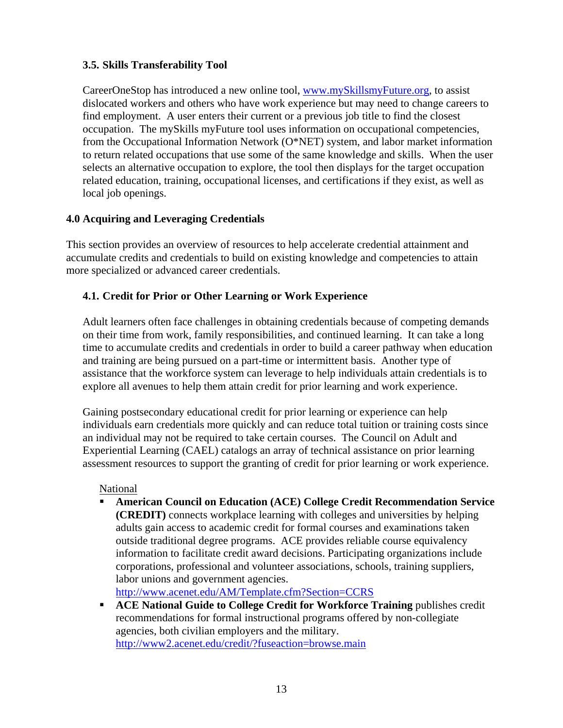### 3.5. Skills Transferability Tool

CareerOneStop has introduced a new online tool, [www.mySkillsmyFuture.org](www.mySkillsmyFuture.org), to assist dislocated workers and others who have work experience but may need to change careers to find employment. A user enters their current or a previous job title to find the closest occupation. The mySkills myFuture tool uses information on occupational competencies, from the Occupational Information Network (O*NET) system, and labor market information to return related occupations that use some of the same knowledge and skills. When the user selects an alternative occupation to explore, the tool then displays for the target occupation related education, training, occupational licenses, and certifications if they exist, as well as local job openings.

## 4.0 Acquiring and Leveraging Credentials

This section provides an overview of resources to help accelerate credential attainment and accumulate credits and credentials to build on existing knowledge and competencies to attain more specialized or advanced career credentials.

### 4.1. Credit for Prior or Other Learning or Work Experience

Adult learners often face challenges in obtaining credentials because of competing demands on their time from work, family responsibilities, and continued learning. It can take a long time to accumulate credits and credentials in order to build a career pathway when education and training are being pursued on a part-time or intermittent basis. Another type of assistance that the workforce system can leverage to help individuals attain credentials is to explore all avenues to help them attain credit for prior learning and work experience.

Gaining postsecondary educational credit for prior learning or experience can help individuals earn credentials more quickly and can reduce total tuition or training costs since an individual may not be required to take certain courses. The Council on Adult and Experiential Learning (CAEL) catalogs an array of technical assistance on prior learning assessment resources to support the granting of credit for prior learning or work experience.

National

- **American Council on Education (ACE) College Credit Recommendation Service (CREDIT)** connects workplace learning with colleges and universities by helping adults gain access to academic credit for formal courses and examinations taken outside traditional degree programs. ACE provides reliable course equivalency information to facilitate credit award decisions. Participating organizations include corporations, professional and volunteer associations, schools, training suppliers, labor unions and government agencies. http://www.acenet.edu/AM/Template.cfm?Section=CCRS
- **ACE National Guide to College Credit for Workforce Training** publishes credit recommendations for formal instructional programs offered by non-collegiate agencies, both civilian employers and the military. http://www2.acenet.edu/credit/?fuseaction=browse.main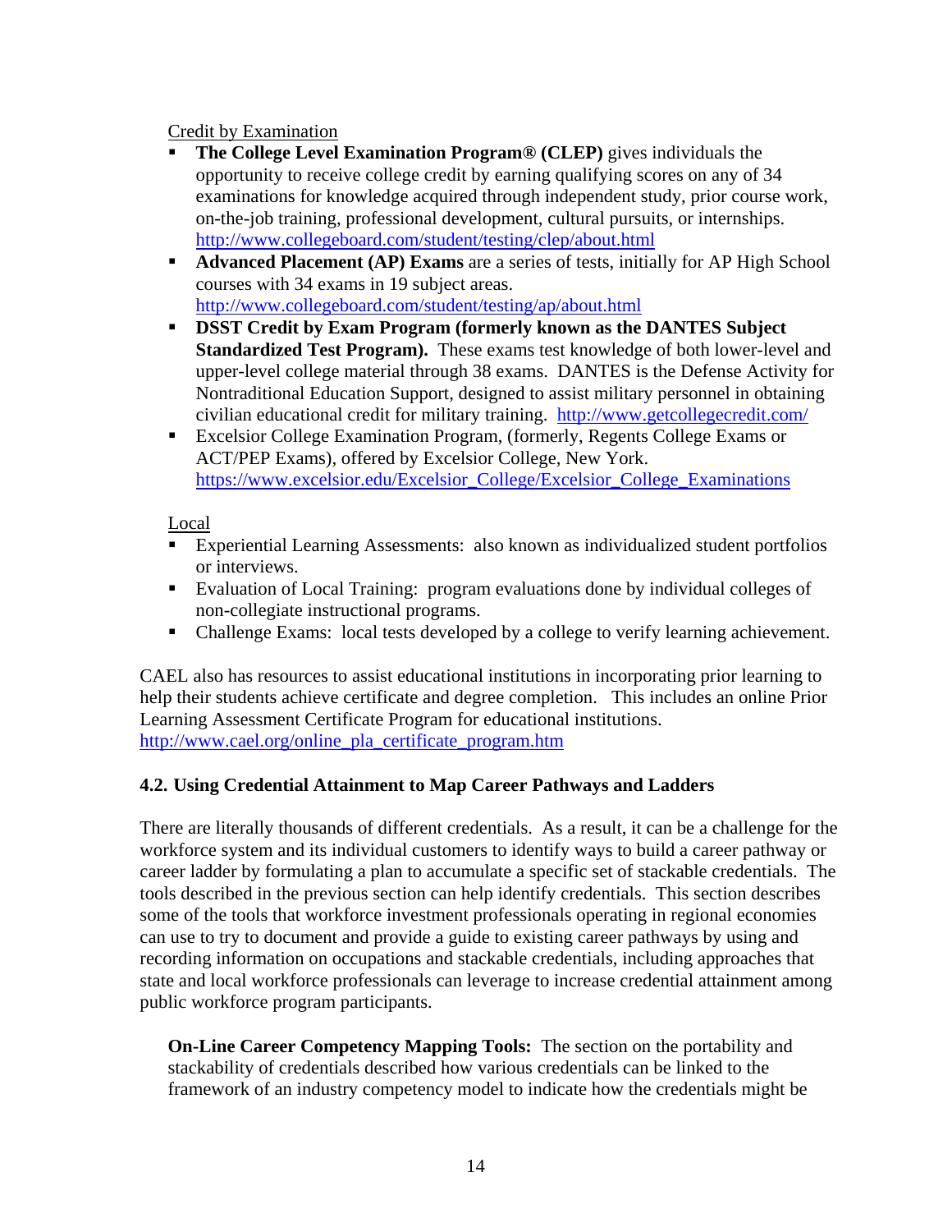Credit by Examination

- **The College Level Examination Program® (CLEP)** gives individuals the opportunity to receive college credit by earning qualifying scores on any of 34 examinations for knowledge acquired through independent study, prior course work, on-the-job training, professional development, cultural pursuits, or internships. http://www.collegeboard.com/student/testing/clep/about.html
- **Advanced Placement (AP) Exams** are a series of tests, initially for AP High School courses with 34 exams in 19 subject areas. http://www.collegeboard.com/student/testing/ap/about.html
- **DSST Credit by Exam Program (formerly known as the DANTES Subject Standardized Test Program).** These exams test knowledge of both lower-level and upper-level college material through 38 exams. DANTES is the Defense Activity for Nontraditional Education Support, designed to assist military personnel in obtaining civilian educational credit for military training. http://www.getcollegecredit.com/
- Excelsior College Examination Program, (formerly, Regents College Exams or ACT/PEP Exams), offered by Excelsior College, New York. https://www.excelsior.edu/Excelsior_College/Excelsior_College_Examinations

Local

- Experiential Learning Assessments: also known as individualized student portfolios or interviews.
- Evaluation of Local Training: program evaluations done by individual colleges of non-collegiate instructional programs.
- Challenge Exams: local tests developed by a college to verify learning achievement.

CAEL also has resources to assist educational institutions in incorporating prior learning to help their students achieve certificate and degree completion. This includes an online Prior Learning Assessment Certificate Program for educational institutions. http://www.cael.org/online_pla_certificate_program.htm

### 4.2. Using Credential Attainment to Map Career Pathways and Ladders

There are literally thousands of different credentials. As a result, it can be a challenge for the workforce system and its individual customers to identify ways to build a career pathway or career ladder by formulating a plan to accumulate a specific set of stackable credentials. The tools described in the previous section can help identify credentials. This section describes some of the tools that workforce investment professionals operating in regional economies can use to try to document and provide a guide to existing career pathways by using and recording information on occupations and stackable credentials, including approaches that state and local workforce professionals can leverage to increase credential attainment among public workforce program participants.

**On-Line Career Competency Mapping Tools:** The section on the portability and stackability of credentials described how various credentials can be linked to the framework of an industry competency model to indicate how the credentials might be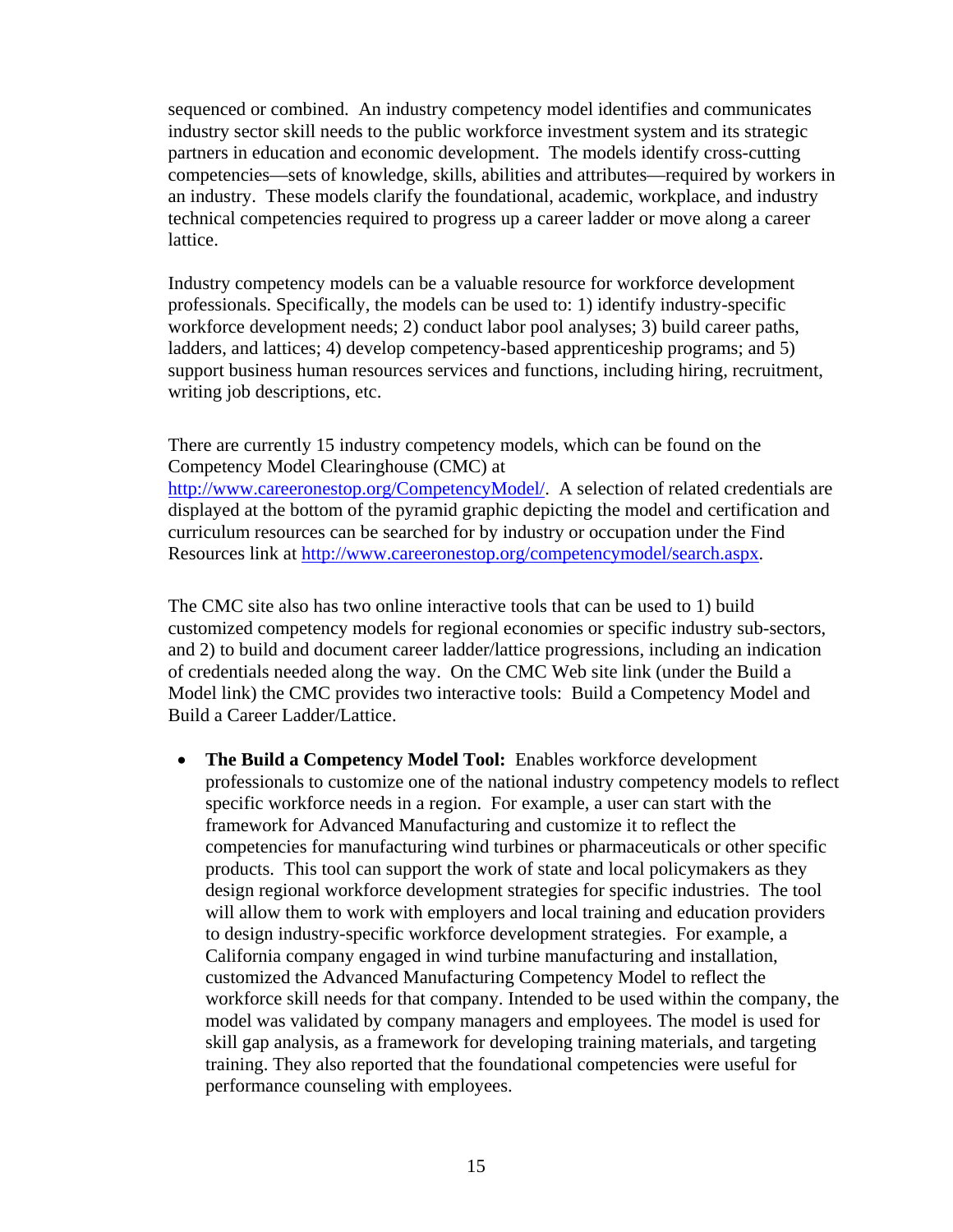sequenced or combined. An industry competency model identifies and communicates industry sector skill needs to the public workforce investment system and its strategic partners in education and economic development. The models identify cross-cutting competencies—sets of knowledge, skills, abilities and attributes—required by workers in an industry. These models clarify the foundational, academic, workplace, and industry technical competencies required to progress up a career ladder or move along a career lattice.

Industry competency models can be a valuable resource for workforce development professionals. Specifically, the models can be used to: 1) identify industry-specific workforce development needs; 2) conduct labor pool analyses; 3) build career paths, ladders, and lattices; 4) develop competency-based apprenticeship programs; and 5) support business human resources services and functions, including hiring, recruitment, writing job descriptions, etc.

There are currently 15 industry competency models, which can be found on the Competency Model Clearinghouse (CMC) at http://www.careeronestop.org/CompetencyModel/. A selection of related credentials are displayed at the bottom of the pyramid graphic depicting the model and certification and curriculum resources can be searched for by industry or occupation under the Find Resources link at http://www.careeronestop.org/competencymodel/search.aspx.

The CMC site also has two online interactive tools that can be used to 1) build customized competency models for regional economies or specific industry sub-sectors, and 2) to build and document career ladder/lattice progressions, including an indication of credentials needed along the way. On the CMC Web site link (under the Build a Model link) the CMC provides two interactive tools: Build a Competency Model and Build a Career Ladder/Lattice.

- **The Build a Competency Model Tool:** Enables workforce development professionals to customize one of the national industry competency models to reflect specific workforce needs in a region. For example, a user can start with the framework for Advanced Manufacturing and customize it to reflect the competencies for manufacturing wind turbines or pharmaceuticals or other specific products. This tool can support the work of state and local policymakers as they design regional workforce development strategies for specific industries. The tool will allow them to work with employers and local training and education providers to design industry-specific workforce development strategies. For example, a California company engaged in wind turbine manufacturing and installation, customized the Advanced Manufacturing Competency Model to reflect the workforce skill needs for that company. Intended to be used within the company, the model was validated by company managers and employees. The model is used for skill gap analysis, as a framework for developing training materials, and targeting training. They also reported that the foundational competencies were useful for performance counseling with employees.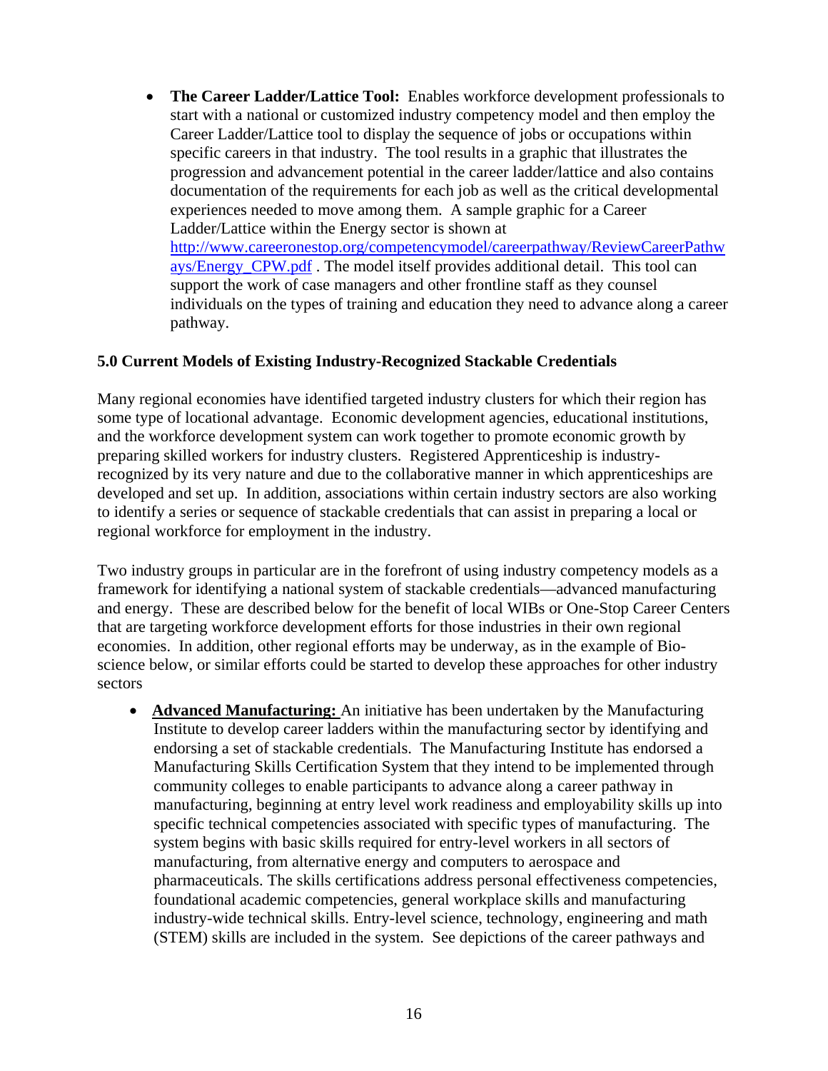- **The Career Ladder/Lattice Tool:** Enables workforce development professionals to start with a national or customized industry competency model and then employ the Career Ladder/Lattice tool to display the sequence of jobs or occupations within specific careers in that industry. The tool results in a graphic that illustrates the progression and advancement potential in the career ladder/lattice and also contains documentation of the requirements for each job as well as the critical developmental experiences needed to move among them. A sample graphic for a Career Ladder/Lattice within the Energy sector is shown at http://www.careeronestop.org/competencymodel/careerpathway/ReviewCareerPathways/Energy_CPW.pdf . The model itself provides additional detail. This tool can support the work of case managers and other frontline staff as they counsel individuals on the types of training and education they need to advance along a career pathway.

### 5.0 Current Models of Existing Industry-Recognized Stackable Credentials

Many regional economies have identified targeted industry clusters for which their region has some type of locational advantage. Economic development agencies, educational institutions, and the workforce development system can work together to promote economic growth by preparing skilled workers for industry clusters. Registered Apprenticeship is industry-recognized by its very nature and due to the collaborative manner in which apprenticeships are developed and set up. In addition, associations within certain industry sectors are also working to identify a series or sequence of stackable credentials that can assist in preparing a local or regional workforce for employment in the industry.

Two industry groups in particular are in the forefront of using industry competency models as a framework for identifying a national system of stackable credentials—advanced manufacturing and energy. These are described below for the benefit of local WIBs or One-Stop Career Centers that are targeting workforce development efforts for those industries in their own regional economies. In addition, other regional efforts may be underway, as in the example of Bio-science below, or similar efforts could be started to develop these approaches for other industry sectors

- **Advanced Manufacturing:** An initiative has been undertaken by the Manufacturing Institute to develop career ladders within the manufacturing sector by identifying and endorsing a set of stackable credentials. The Manufacturing Institute has endorsed a Manufacturing Skills Certification System that they intend to be implemented through community colleges to enable participants to advance along a career pathway in manufacturing, beginning at entry level work readiness and employability skills up into specific technical competencies associated with specific types of manufacturing. The system begins with basic skills required for entry-level workers in all sectors of manufacturing, from alternative energy and computers to aerospace and pharmaceuticals. The skills certifications address personal effectiveness competencies, foundational academic competencies, general workplace skills and manufacturing industry-wide technical skills. Entry-level science, technology, engineering and math (STEM) skills are included in the system. See depictions of the career pathways and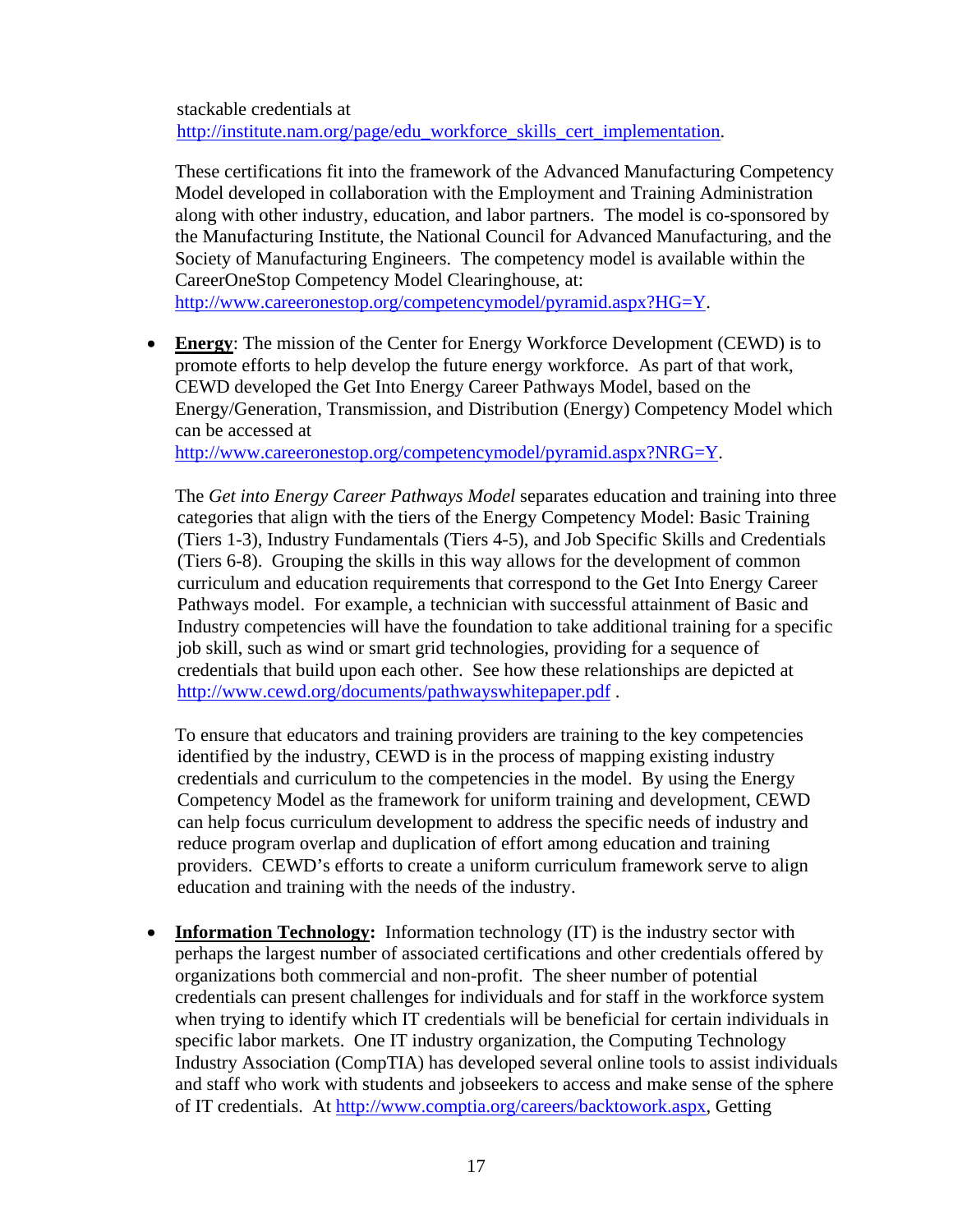stackable credentials at http://institute.nam.org/page/edu_workforce_skills_cert_implementation.

These certifications fit into the framework of the Advanced Manufacturing Competency Model developed in collaboration with the Employment and Training Administration along with other industry, education, and labor partners. The model is co-sponsored by the Manufacturing Institute, the National Council for Advanced Manufacturing, and the Society of Manufacturing Engineers. The competency model is available within the CareerOneStop Competency Model Clearinghouse, at: http://www.careeronestop.org/competencymodel/pyramid.aspx?HG=Y.

- **Energy**: The mission of the Center for Energy Workforce Development (CEWD) is to promote efforts to help develop the future energy workforce. As part of that work, CEWD developed the Get Into Energy Career Pathways Model, based on the Energy/Generation, Transmission, and Distribution (Energy) Competency Model which can be accessed at http://www.careeronestop.org/competencymodel/pyramid.aspx?NRG=Y.

  The *Get into Energy Career Pathways Model* separates education and training into three categories that align with the tiers of the Energy Competency Model: Basic Training (Tiers 1-3), Industry Fundamentals (Tiers 4-5), and Job Specific Skills and Credentials (Tiers 6-8). Grouping the skills in this way allows for the development of common curriculum and education requirements that correspond to the Get Into Energy Career Pathways model. For example, a technician with successful attainment of Basic and Industry competencies will have the foundation to take additional training for a specific job skill, such as wind or smart grid technologies, providing for a sequence of credentials that build upon each other. See how these relationships are depicted at http://www.cewd.org/documents/pathwayswhitepaper.pdf .

  To ensure that educators and training providers are training to the key competencies identified by the industry, CEWD is in the process of mapping existing industry credentials and curriculum to the competencies in the model. By using the Energy Competency Model as the framework for uniform training and development, CEWD can help focus curriculum development to address the specific needs of industry and reduce program overlap and duplication of effort among education and training providers. CEWD's efforts to create a uniform curriculum framework serve to align education and training with the needs of the industry.

- **Information Technology:** Information technology (IT) is the industry sector with perhaps the largest number of associated certifications and other credentials offered by organizations both commercial and non-profit. The sheer number of potential credentials can present challenges for individuals and for staff in the workforce system when trying to identify which IT credentials will be beneficial for certain individuals in specific labor markets. One IT industry organization, the Computing Technology Industry Association (CompTIA) has developed several online tools to assist individuals and staff who work with students and jobseekers to access and make sense of the sphere of IT credentials. At http://www.comptia.org/careers/backtowork.aspx, Getting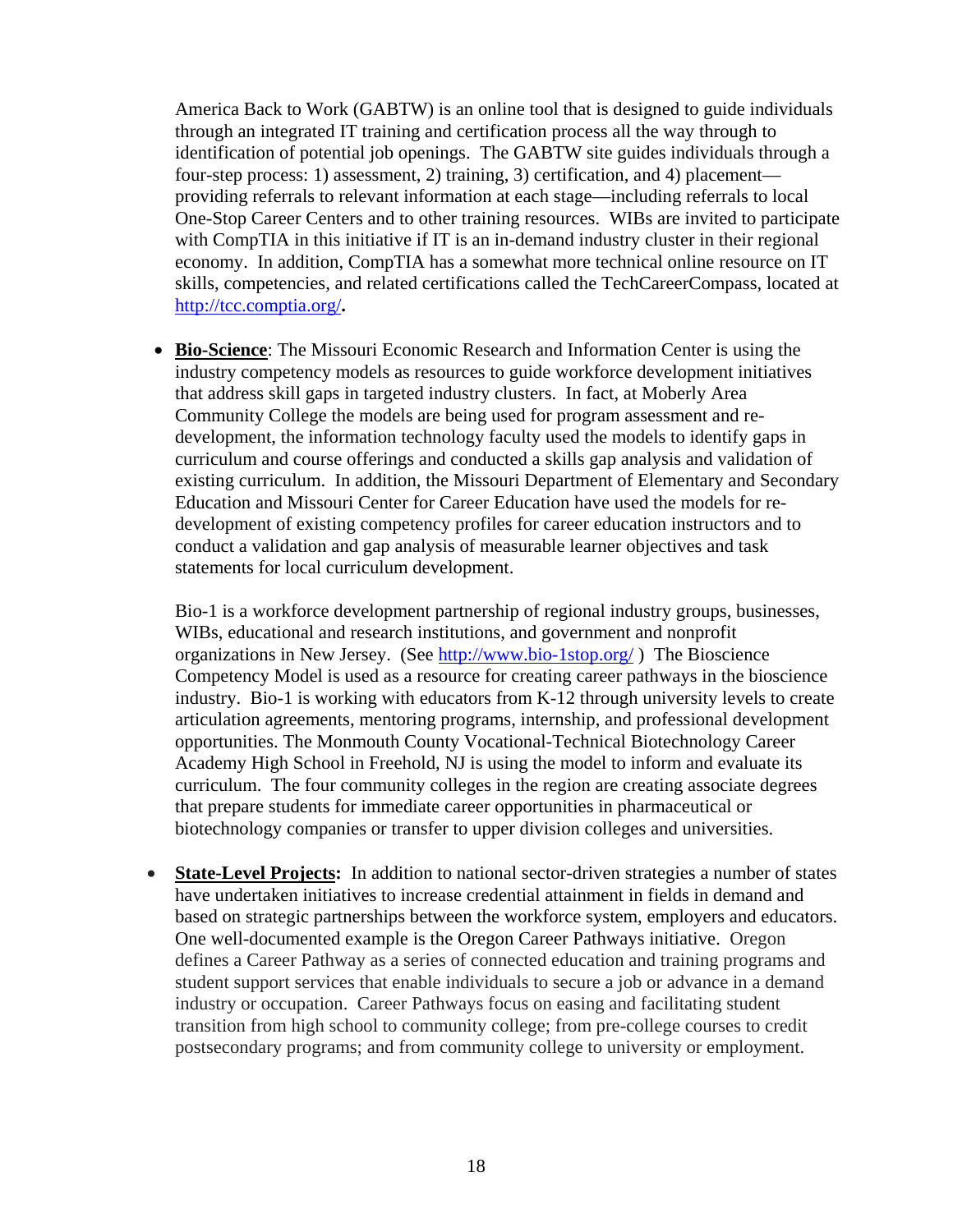America Back to Work (GABTW) is an online tool that is designed to guide individuals through an integrated IT training and certification process all the way through to identification of potential job openings. The GABTW site guides individuals through a four-step process: 1) assessment, 2) training, 3) certification, and 4) placement—providing referrals to relevant information at each stage—including referrals to local One-Stop Career Centers and to other training resources. WIBs are invited to participate with CompTIA in this initiative if IT is an in-demand industry cluster in their regional economy. In addition, CompTIA has a somewhat more technical online resource on IT skills, competencies, and related certifications called the TechCareerCompass, located at [http://tcc.comptia.org/](http://tcc.comptia.org/)**.**

- **Bio-Science**: The Missouri Economic Research and Information Center is using the industry competency models as resources to guide workforce development initiatives that address skill gaps in targeted industry clusters. In fact, at Moberly Area Community College the models are being used for program assessment and re-development, the information technology faculty used the models to identify gaps in curriculum and course offerings and conducted a skills gap analysis and validation of existing curriculum. In addition, the Missouri Department of Elementary and Secondary Education and Missouri Center for Career Education have used the models for re-development of existing competency profiles for career education instructors and to conduct a validation and gap analysis of measurable learner objectives and task statements for local curriculum development.

  Bio-1 is a workforce development partnership of regional industry groups, businesses, WIBs, educational and research institutions, and government and nonprofit organizations in New Jersey. (See [http://www.bio-1stop.org/](http://www.bio-1stop.org/) ) The Bioscience Competency Model is used as a resource for creating career pathways in the bioscience industry. Bio-1 is working with educators from K-12 through university levels to create articulation agreements, mentoring programs, internship, and professional development opportunities. The Monmouth County Vocational-Technical Biotechnology Career Academy High School in Freehold, NJ is using the model to inform and evaluate its curriculum. The four community colleges in the region are creating associate degrees that prepare students for immediate career opportunities in pharmaceutical or biotechnology companies or transfer to upper division colleges and universities.

- **State-Level Projects:** In addition to national sector-driven strategies a number of states have undertaken initiatives to increase credential attainment in fields in demand and based on strategic partnerships between the workforce system, employers and educators. One well-documented example is the Oregon Career Pathways initiative. Oregon defines a Career Pathway as a series of connected education and training programs and student support services that enable individuals to secure a job or advance in a demand industry or occupation. Career Pathways focus on easing and facilitating student transition from high school to community college; from pre-college courses to credit postsecondary programs; and from community college to university or employment.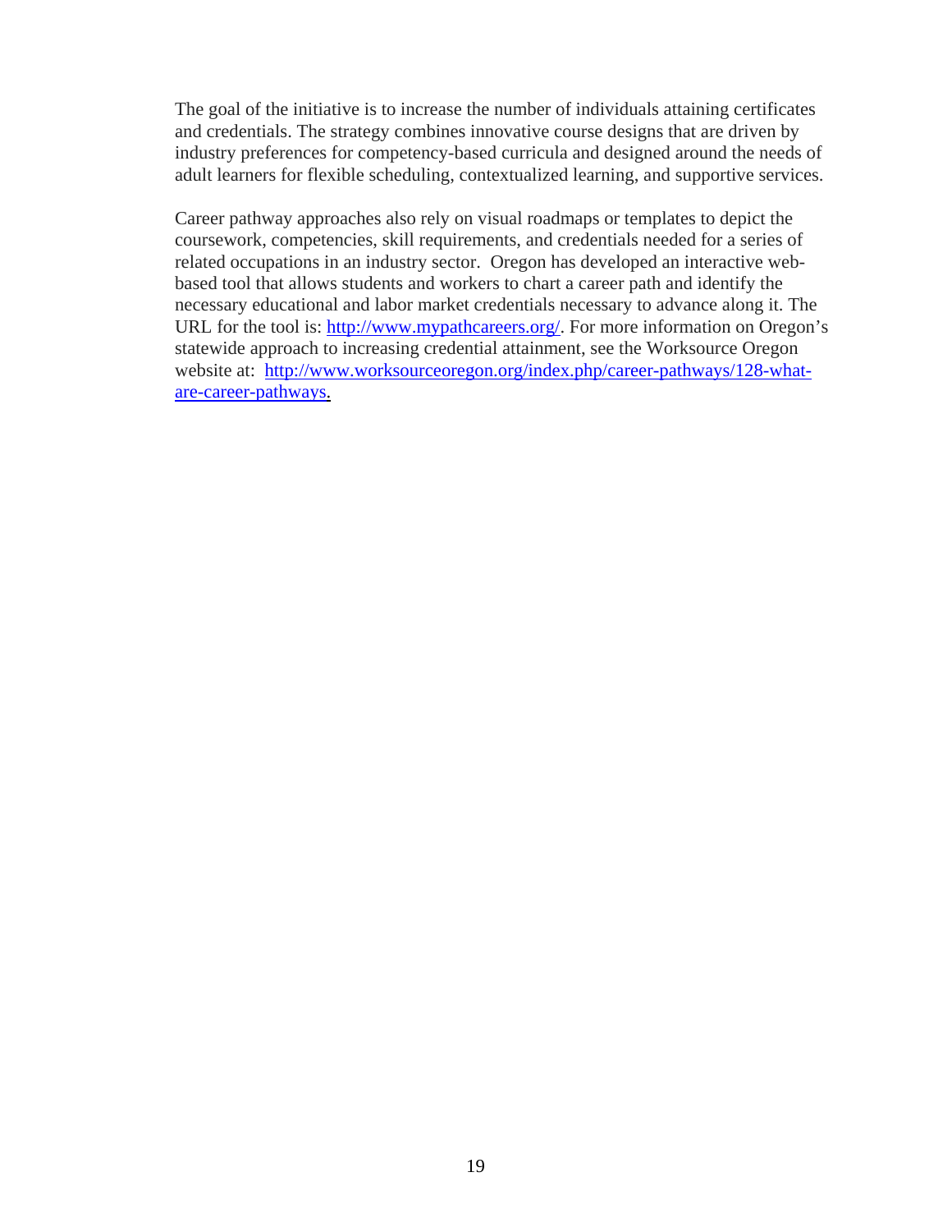The goal of the initiative is to increase the number of individuals attaining certificates and credentials. The strategy combines innovative course designs that are driven by industry preferences for competency-based curricula and designed around the needs of adult learners for flexible scheduling, contextualized learning, and supportive services.

Career pathway approaches also rely on visual roadmaps or templates to depict the coursework, competencies, skill requirements, and credentials needed for a series of related occupations in an industry sector. Oregon has developed an interactive web-based tool that allows students and workers to chart a career path and identify the necessary educational and labor market credentials necessary to advance along it. The URL for the tool is: http://www.mypathcareers.org/. For more information on Oregon's statewide approach to increasing credential attainment, see the Worksource Oregon website at: http://www.worksourceoregon.org/index.php/career-pathways/128-what-are-career-pathways.